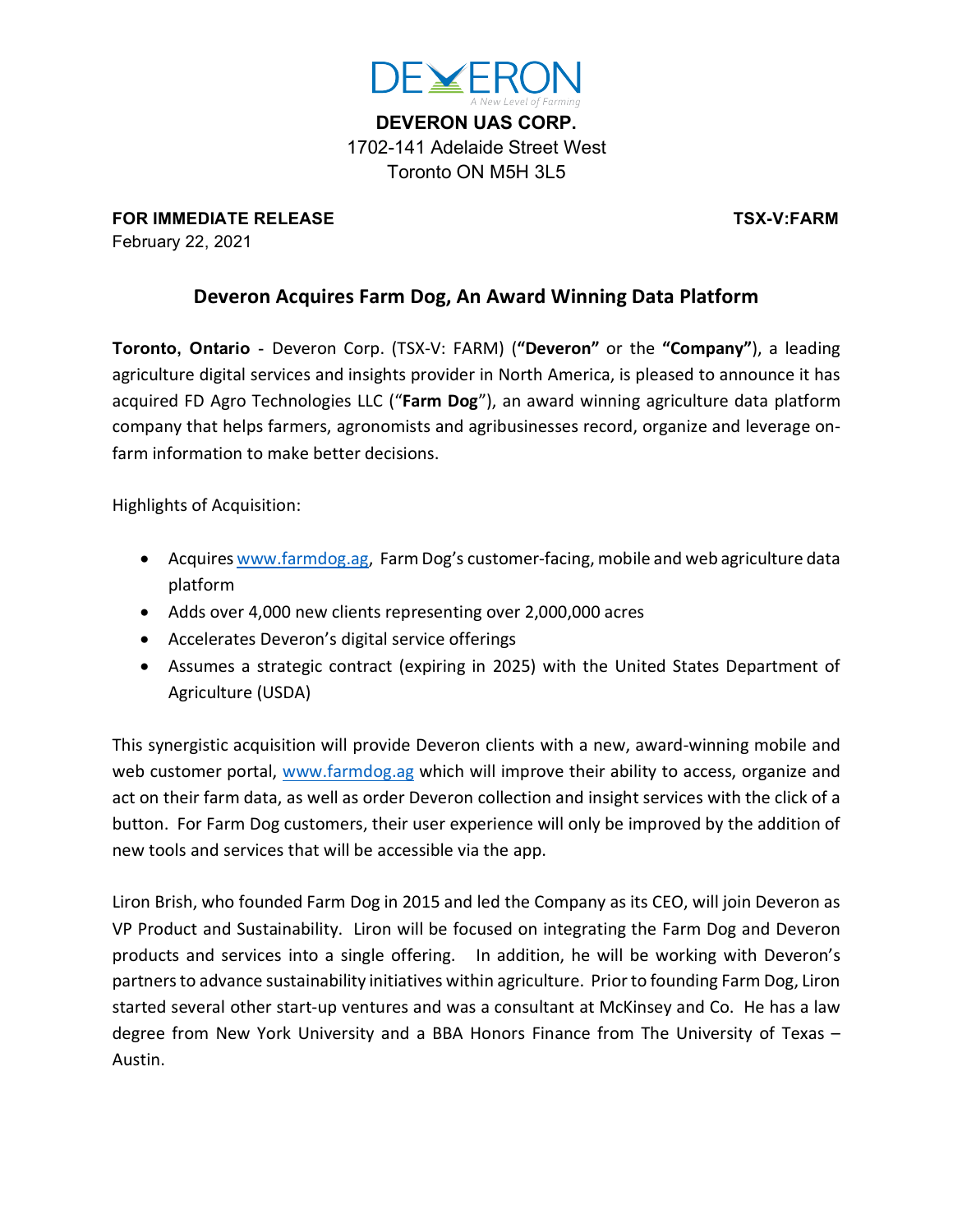DEVERON

*A New Level of Farming*

**DEVERON UAS CORP.**
1702-141 Adelaide Street West
Toronto ON M5H 3L5

**FOR IMMEDIATE RELEASE** **TSX-V:FARM**

February 22, 2021

## Deveron Acquires Farm Dog, An Award Winning Data Platform

**Toronto**, **Ontario** - Deveron Corp. (TSX-V: FARM) (**"Deveron"** or the **"Company"**), a leading agriculture digital services and insights provider in North America, is pleased to announce it has acquired FD Agro Technologies LLC ("**Farm Dog**"), an award winning agriculture data platform company that helps farmers, agronomists and agribusinesses record, organize and leverage on-farm information to make better decisions.

Highlights of Acquisition:

- Acquires www.farmdog.ag, Farm Dog's customer-facing, mobile and web agriculture data platform
- Adds over 4,000 new clients representing over 2,000,000 acres
- Accelerates Deveron's digital service offerings
- Assumes a strategic contract (expiring in 2025) with the United States Department of Agriculture (USDA)

This synergistic acquisition will provide Deveron clients with a new, award-winning mobile and web customer portal, www.farmdog.ag which will improve their ability to access, organize and act on their farm data, as well as order Deveron collection and insight services with the click of a button. For Farm Dog customers, their user experience will only be improved by the addition of new tools and services that will be accessible via the app.

Liron Brish, who founded Farm Dog in 2015 and led the Company as its CEO, will join Deveron as VP Product and Sustainability. Liron will be focused on integrating the Farm Dog and Deveron products and services into a single offering. In addition, he will be working with Deveron's partners to advance sustainability initiatives within agriculture. Prior to founding Farm Dog, Liron started several other start-up ventures and was a consultant at McKinsey and Co. He has a law degree from New York University and a BBA Honors Finance from The University of Texas – Austin.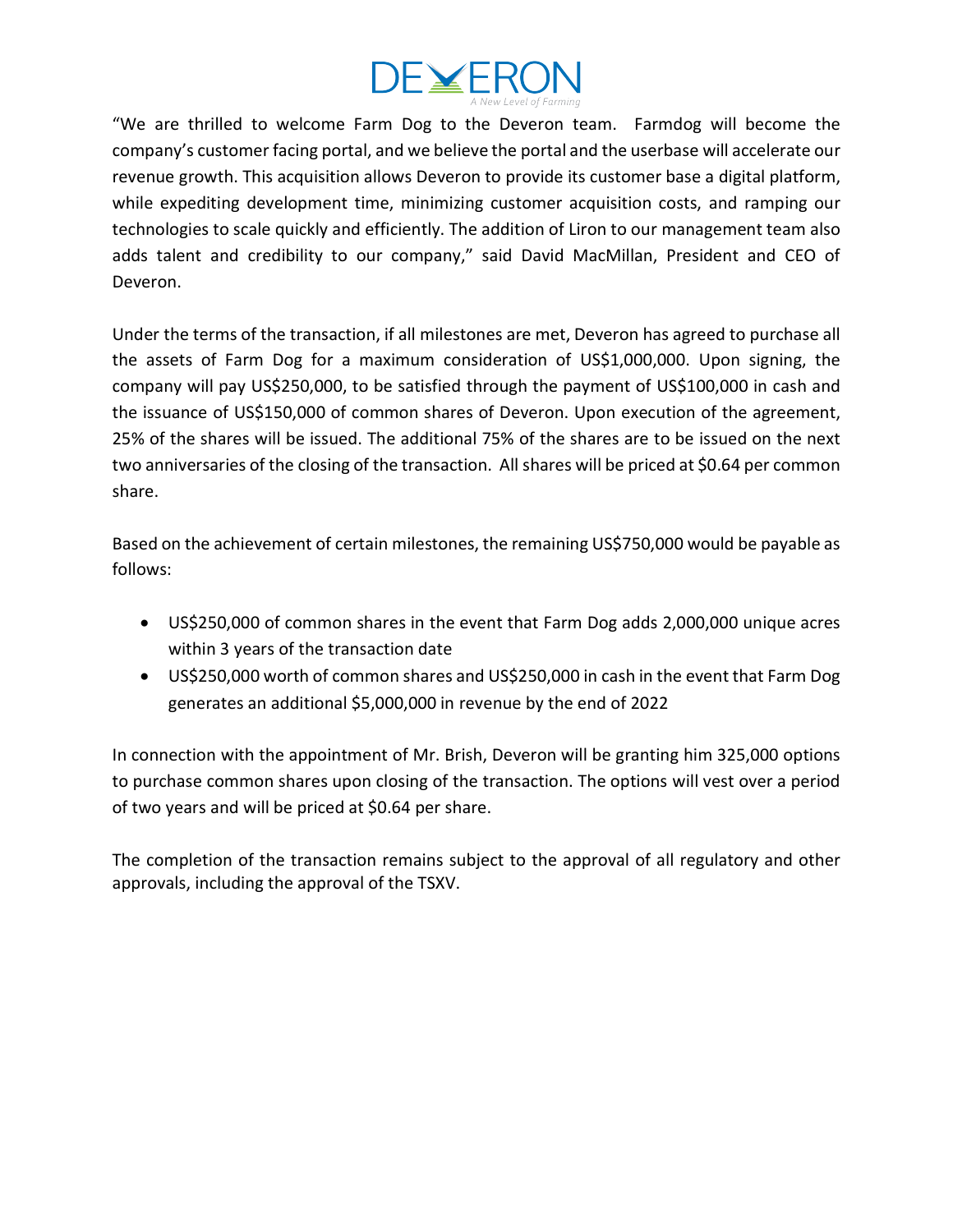"We are thrilled to welcome Farm Dog to the Deveron team. Farmdog will become the company's customer facing portal, and we believe the portal and the userbase will accelerate our revenue growth. This acquisition allows Deveron to provide its customer base a digital platform, while expediting development time, minimizing customer acquisition costs, and ramping our technologies to scale quickly and efficiently. The addition of Liron to our management team also adds talent and credibility to our company," said David MacMillan, President and CEO of Deveron.

Under the terms of the transaction, if all milestones are met, Deveron has agreed to purchase all the assets of Farm Dog for a maximum consideration of US$1,000,000. Upon signing, the company will pay US$250,000, to be satisfied through the payment of US$100,000 in cash and the issuance of US$150,000 of common shares of Deveron. Upon execution of the agreement, 25% of the shares will be issued. The additional 75% of the shares are to be issued on the next two anniversaries of the closing of the transaction. All shares will be priced at $0.64 per common share.

Based on the achievement of certain milestones, the remaining US$750,000 would be payable as follows:

- US$250,000 of common shares in the event that Farm Dog adds 2,000,000 unique acres within 3 years of the transaction date
- US$250,000 worth of common shares and US$250,000 in cash in the event that Farm Dog generates an additional $5,000,000 in revenue by the end of 2022

In connection with the appointment of Mr. Brish, Deveron will be granting him 325,000 options to purchase common shares upon closing of the transaction. The options will vest over a period of two years and will be priced at $0.64 per share.

The completion of the transaction remains subject to the approval of all regulatory and other approvals, including the approval of the TSXV.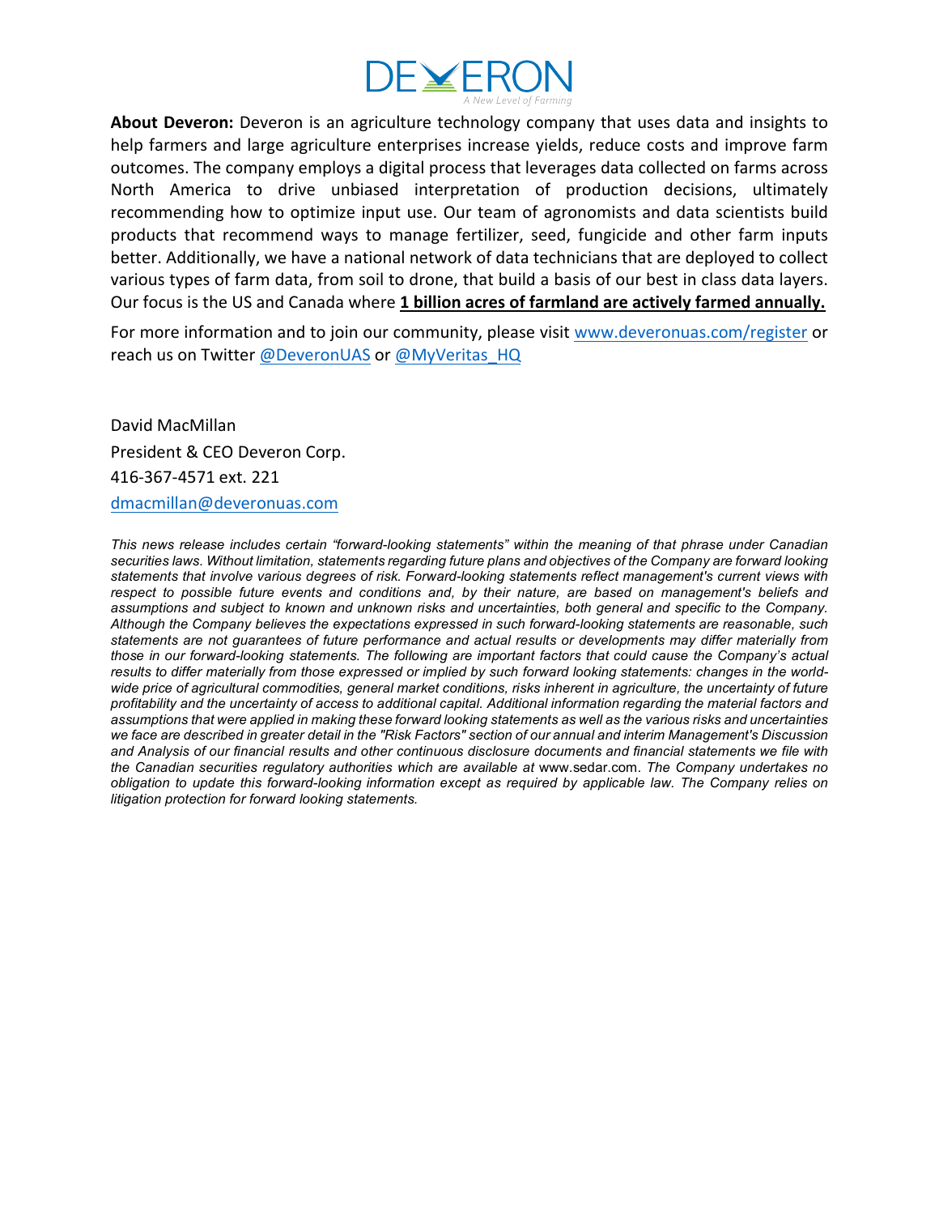DEVERON
A New Level of Farming

**About Deveron:** Deveron is an agriculture technology company that uses data and insights to help farmers and large agriculture enterprises increase yields, reduce costs and improve farm outcomes. The company employs a digital process that leverages data collected on farms across North America to drive unbiased interpretation of production decisions, ultimately recommending how to optimize input use. Our team of agronomists and data scientists build products that recommend ways to manage fertilizer, seed, fungicide and other farm inputs better. Additionally, we have a national network of data technicians that are deployed to collect various types of farm data, from soil to drone, that build a basis of our best in class data layers. Our focus is the US and Canada where **1 billion acres of farmland are actively farmed annually.**

For more information and to join our community, please visit www.deveronuas.com/register or reach us on Twitter @DeveronUAS or @MyVeritas_HQ

David MacMillan
President & CEO Deveron Corp.
416-367-4571 ext. 221
dmacmillan@deveronuas.com

*This news release includes certain "forward-looking statements" within the meaning of that phrase under Canadian securities laws. Without limitation, statements regarding future plans and objectives of the Company are forward looking statements that involve various degrees of risk. Forward-looking statements reflect management's current views with respect to possible future events and conditions and, by their nature, are based on management's beliefs and assumptions and subject to known and unknown risks and uncertainties, both general and specific to the Company. Although the Company believes the expectations expressed in such forward-looking statements are reasonable, such statements are not guarantees of future performance and actual results or developments may differ materially from those in our forward-looking statements. The following are important factors that could cause the Company's actual results to differ materially from those expressed or implied by such forward looking statements: changes in the world-wide price of agricultural commodities, general market conditions, risks inherent in agriculture, the uncertainty of future profitability and the uncertainty of access to additional capital. Additional information regarding the material factors and assumptions that were applied in making these forward looking statements as well as the various risks and uncertainties we face are described in greater detail in the "Risk Factors" section of our annual and interim Management's Discussion and Analysis of our financial results and other continuous disclosure documents and financial statements we file with the Canadian securities regulatory authorities which are available at* www.sedar.com. *The Company undertakes no obligation to update this forward-looking information except as required by applicable law. The Company relies on litigation protection for forward looking statements.*